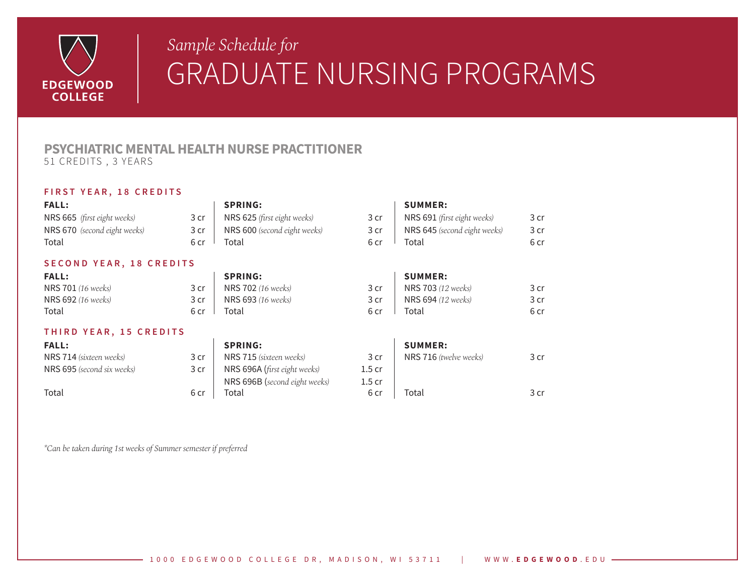EDGEWOOD COLLEGE

*Sample Schedule for*

# GRADUATE NURSING PROGRAMS

## PSYCHIATRIC MENTAL HEALTH NURSE PRACTITIONER

51 CREDITS , 3 YEARS

### FIRST YEAR, 18 CREDITS

| FALL: | | SPRING: | | SUMMER: | |
|---|---|---|---|---|---|
| NRS 665 *(first eight weeks)* | 3 cr | NRS 625 *(first eight weeks)* | 3 cr | NRS 691 *(first eight weeks)* | 3 cr |
| NRS 670 *(second eight weeks)* | 3 cr | NRS 600 *(second eight weeks)* | 3 cr | NRS 645 *(second eight weeks)* | 3 cr |
| Total | 6 cr | Total | 6 cr | Total | 6 cr |

### SECOND YEAR, 18 CREDITS

| FALL: | | SPRING: | | SUMMER: | |
|---|---|---|---|---|---|
| NRS 701 *(16 weeks)* | 3 cr | NRS 702 *(16 weeks)* | 3 cr | NRS 703 *(12 weeks)* | 3 cr |
| NRS 692 *(16 weeks)* | 3 cr | NRS 693 *(16 weeks)* | 3 cr | NRS 694 *(12 weeks)* | 3 cr |
| Total | 6 cr | Total | 6 cr | Total | 6 cr |

### THIRD YEAR, 15 CREDITS

| FALL: | | SPRING: | | SUMMER: | |
|---|---|---|---|---|---|
| NRS 714 *(sixteen weeks)* | 3 cr | NRS 715 *(sixteen weeks)* | 3 cr | NRS 716 *(twelve weeks)* | 3 cr |
| NRS 695 *(second six weeks)* | 3 cr | NRS 696A *(first eight weeks)* | 1.5 cr | | |
| | | NRS 696B *(second eight weeks)* | 1.5 cr | | |
| Total | 6 cr | Total | 6 cr | Total | 3 cr |

*\*Can be taken during 1st weeks of Summer semester if preferred*

1000 EDGEWOOD COLLEGE DR, MADISON, WI 53711 | WWW.**EDGEWOOD**.EDU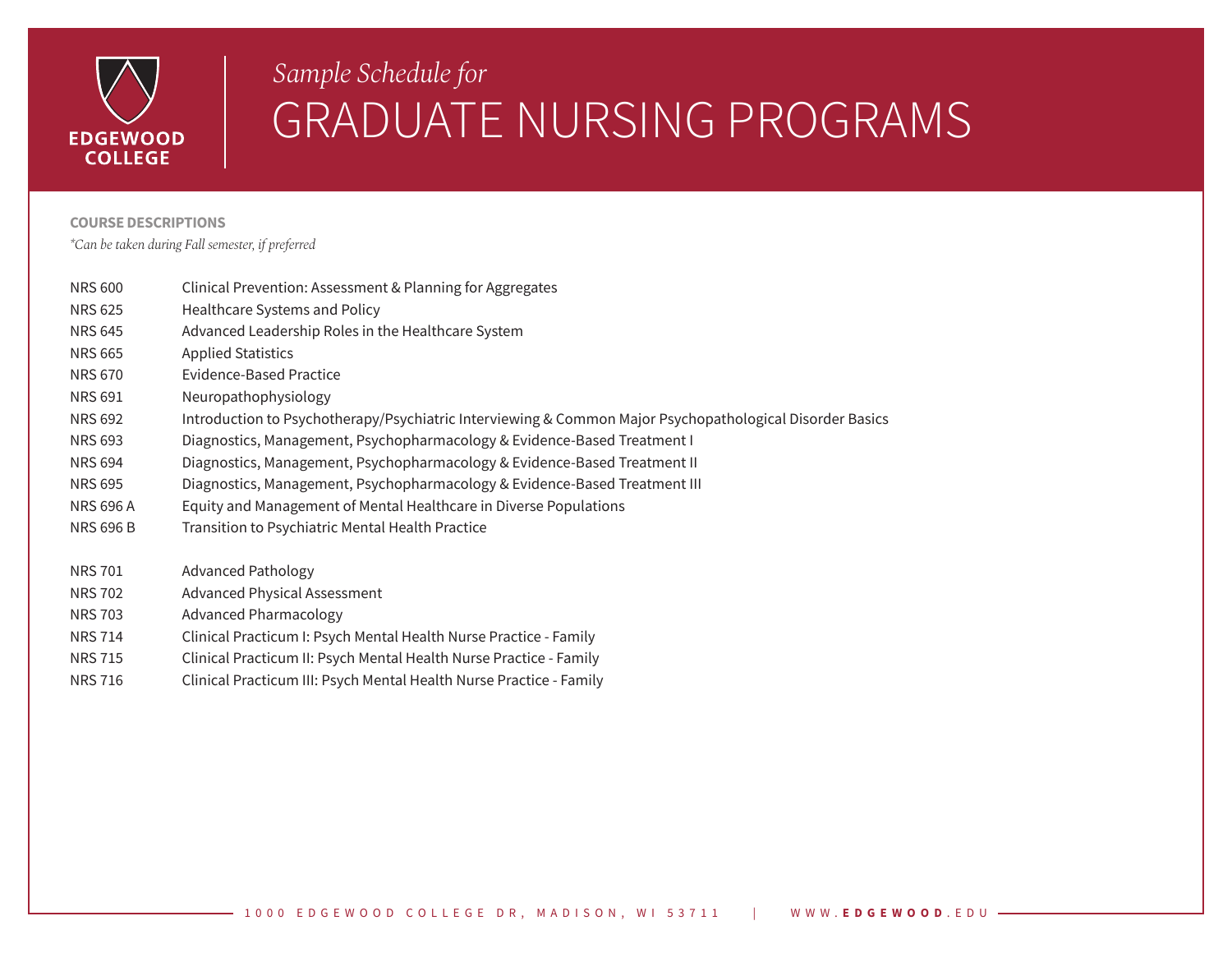EDGEWOOD COLLEGE

*Sample Schedule for*

# GRADUATE NURSING PROGRAMS

## COURSE DESCRIPTIONS

*\*Can be taken during Fall semester, if preferred*

| | |
|---|---|
| NRS 600 | Clinical Prevention: Assessment & Planning for Aggregates |
| NRS 625 | Healthcare Systems and Policy |
| NRS 645 | Advanced Leadership Roles in the Healthcare System |
| NRS 665 | Applied Statistics |
| NRS 670 | Evidence-Based Practice |
| NRS 691 | Neuropathophysiology |
| NRS 692 | Introduction to Psychotherapy/Psychiatric Interviewing & Common Major Psychopathological Disorder Basics |
| NRS 693 | Diagnostics, Management, Psychopharmacology & Evidence-Based Treatment I |
| NRS 694 | Diagnostics, Management, Psychopharmacology & Evidence-Based Treatment II |
| NRS 695 | Diagnostics, Management, Psychopharmacology & Evidence-Based Treatment III |
| NRS 696 A | Equity and Management of Mental Healthcare in Diverse Populations |
| NRS 696 B | Transition to Psychiatric Mental Health Practice |

| | |
|---|---|
| NRS 701 | Advanced Pathology |
| NRS 702 | Advanced Physical Assessment |
| NRS 703 | Advanced Pharmacology |
| NRS 714 | Clinical Practicum I: Psych Mental Health Nurse Practice - Family |
| NRS 715 | Clinical Practicum II: Psych Mental Health Nurse Practice - Family |
| NRS 716 | Clinical Practicum III: Psych Mental Health Nurse Practice - Family |

1000 EDGEWOOD COLLEGE DR, MADISON, WI 53711 | WWW.EDGEWOOD.EDU